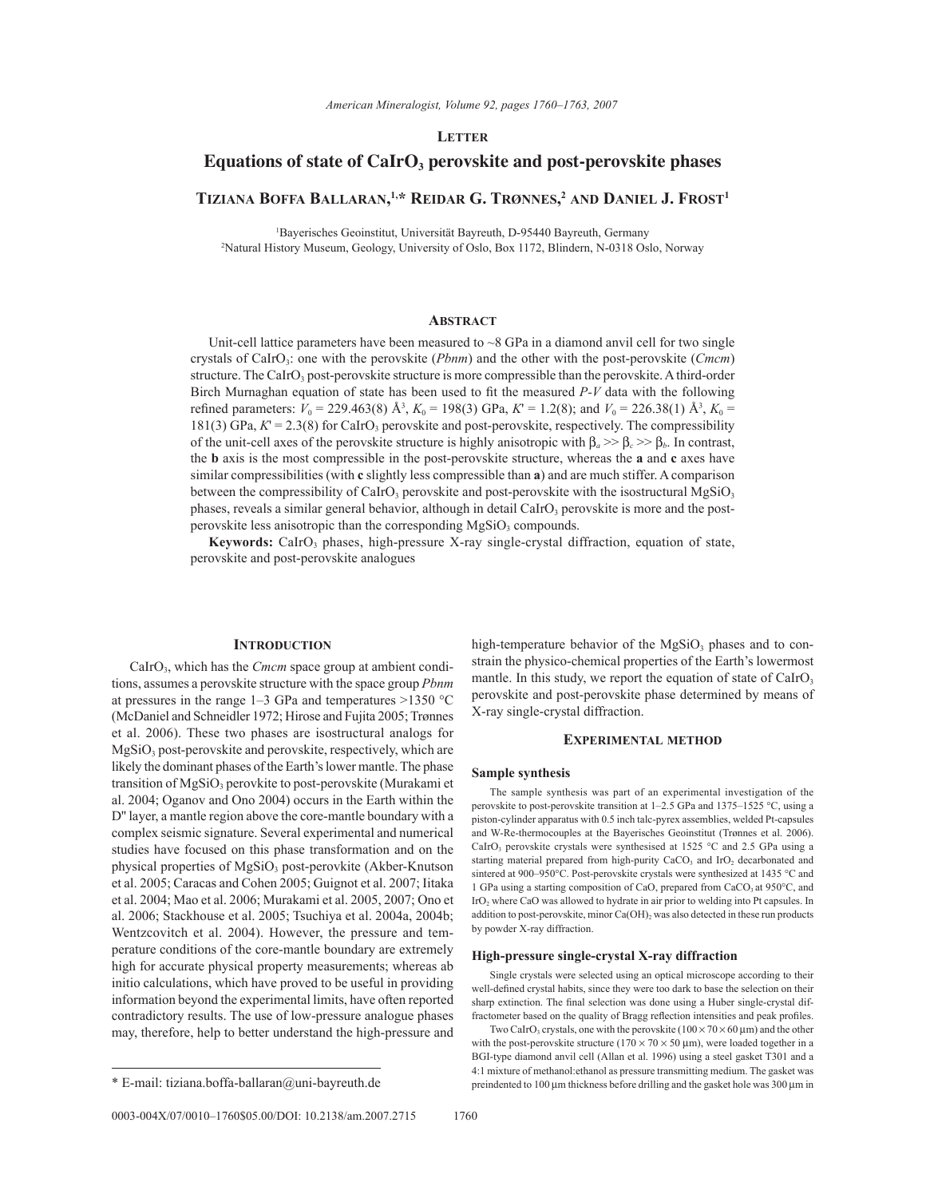Letter

# Equations of state of $CaIrO_3$ perovskite and post-perovskite phases

**Tiziana Boffa Ballaran,[1,*] Reidar G. Trønnes,[2] and Daniel J. Frost[1]**

[1]Bayerisches Geoinstitut, Universität Bayreuth, D-95440 Bayreuth, Germany
[2]Natural History Museum, Geology, University of Oslo, Box 1172, Blindern, N-0318 Oslo, Norway

## Abstract

Unit-cell lattice parameters have been measured to ~8 GPa in a diamond anvil cell for two single crystals of $CaIrO_3$: one with the perovskite (*Pbnm*) and the other with the post-perovskite (*Cmcm*) structure. The $CaIrO_3$ post-perovskite structure is more compressible than the perovskite. A third-order Birch Murnaghan equation of state has been used to fit the measured *P-V* data with the following refined parameters: $V_0$ = 229.463(8) Å$^3$, $K_0$ = 198(3) GPa, $K'$ = 1.2(8); and $V_0$ = 226.38(1) Å$^3$, $K_0$ = 181(3) GPa, $K'$ = 2.3(8) for $CaIrO_3$ perovskite and post-perovskite, respectively. The compressibility of the unit-cell axes of the perovskite structure is highly anisotropic with $\beta_a >> \beta_c >> \beta_b$. In contrast, the **b** axis is the most compressible in the post-perovskite structure, whereas the **a** and **c** axes have similar compressibilities (with **c** slightly less compressible than **a**) and are much stiffer. A comparison between the compressibility of $CaIrO_3$ perovskite and post-perovskite with the isostructural $MgSiO_3$ phases, reveals a similar general behavior, although in detail $CaIrO_3$ perovskite is more and the post-perovskite less anisotropic than the corresponding $MgSiO_3$ compounds.

**Keywords:** $CaIrO_3$ phases, high-pressure X-ray single-crystal diffraction, equation of state, perovskite and post-perovskite analogues

## Introduction

$CaIrO_3$, which has the *Cmcm* space group at ambient conditions, assumes a perovskite structure with the space group *Pbnm* at pressures in the range 1–3 GPa and temperatures >1350 °C (McDaniel and Schneidler 1972; Hirose and Fujita 2005; Trønnes et al. 2006). These two phases are isostructural analogs for $MgSiO_3$ post-perovskite and perovskite, respectively, which are likely the dominant phases of the Earth's lower mantle. The phase transition of $MgSiO_3$ perovskite to post-perovskite (Murakami et al. 2004; Oganov and Ono 2004) occurs in the Earth within the D'' layer, a mantle region above the core-mantle boundary with a complex seismic signature. Several experimental and numerical studies have focused on this phase transformation and on the physical properties of $MgSiO_3$ post-perovkite (Akber-Knutson et al. 2005; Caracas and Cohen 2005; Guignot et al. 2007; Iitaka et al. 2004; Mao et al. 2006; Murakami et al. 2005, 2007; Ono et al. 2006; Stackhouse et al. 2005; Tsuchiya et al. 2004a, 2004b; Wentzcovitch et al. 2004). However, the pressure and temperature conditions of the core-mantle boundary are extremely high for accurate physical property measurements; whereas ab initio calculations, which have proved to be useful in providing information beyond the experimental limits, have often reported contradictory results. The use of low-pressure analogue phases may, therefore, help to better understand the high-pressure and high-temperature behavior of the $MgSiO_3$ phases and to constrain the physico-chemical properties of the Earth's lowermost mantle. In this study, we report the equation of state of $CaIrO_3$ perovskite and post-perovskite phase determined by means of X-ray single-crystal diffraction.

## Experimental method

### Sample synthesis

The sample synthesis was part of an experimental investigation of the perovskite to post-perovskite transition at 1–2.5 GPa and 1375–1525 °C, using a piston-cylinder apparatus with 0.5 inch talc-pyrex assemblies, welded Pt-capsules and W-Re-thermocouples at the Bayerisches Geoinstitut (Trønnes et al. 2006). $CaIrO_3$ perovskite crystals were synthesised at 1525 °C and 2.5 GPa using a starting material prepared from high-purity $CaCO_3$ and $IrO_2$ decarbonated and sintered at 900–950°C. Post-perovskite crystals were synthesized at 1435 °C and 1 GPa using a starting composition of CaO, prepared from $CaCO_3$ at 950°C, and $IrO_2$ where CaO was allowed to hydrate in air prior to welding into Pt capsules. In addition to post-perovskite, minor $Ca(OH)_2$ was also detected in these run products by powder X-ray diffraction.

### High-pressure single-crystal X-ray diffraction

Single crystals were selected using an optical microscope according to their well-defined crystal habits, since they were too dark to base the selection on their sharp extinction. The final selection was done using a Huber single-crystal diffractometer based on the quality of Bragg reflection intensities and peak profiles.

Two $CaIrO_3$ crystals, one with the perovskite (100 × 70 × 60 µm) and the other with the post-perovskite structure (170 × 70 × 50 µm), were loaded together in a BGI-type diamond anvil cell (Allan et al. 1996) using a steel gasket T301 and a 4:1 mixture of methanol:ethanol as pressure transmitting medium. The gasket was preindented to 100 µm thickness before drilling and the gasket hole was 300 µm in

\* E-mail: tiziana.boffa-ballaran@uni-bayreuth.de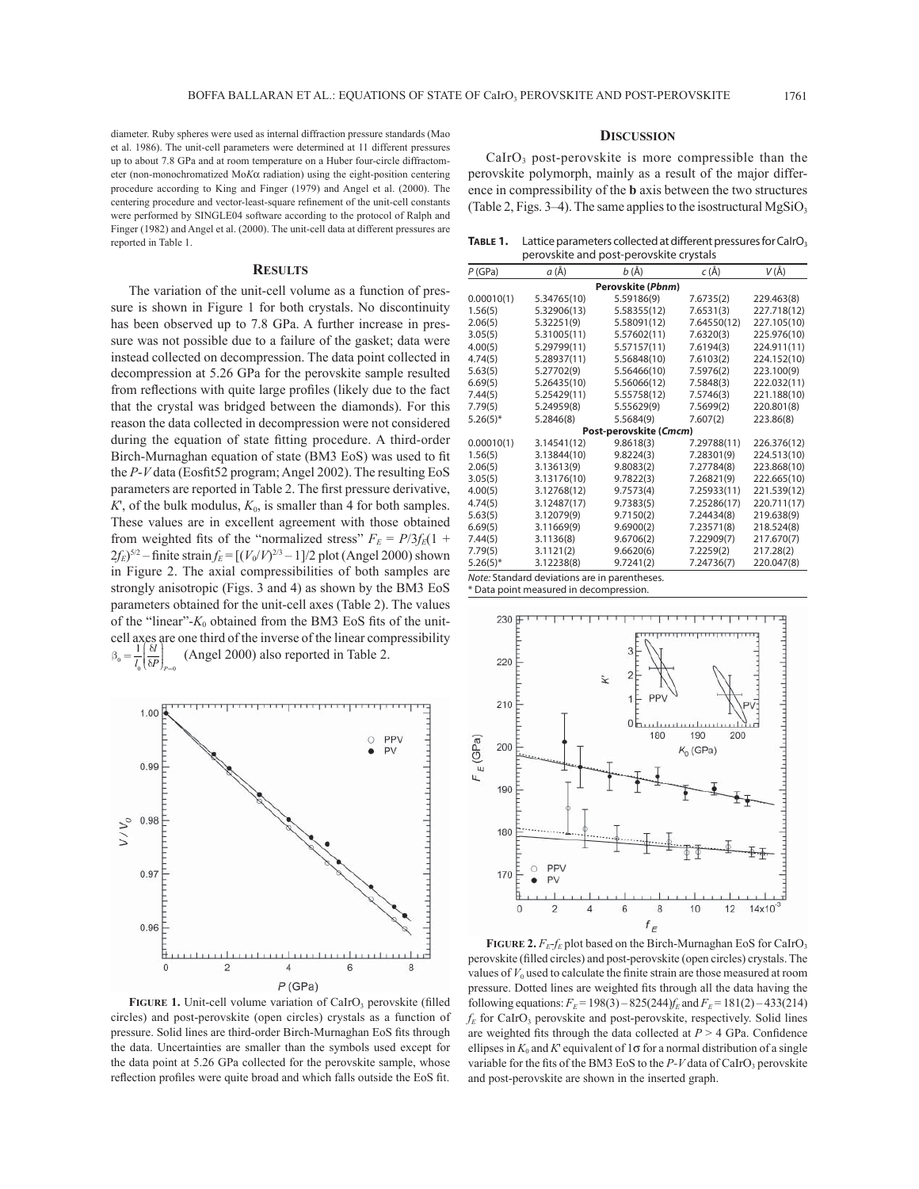diameter. Ruby spheres were used as internal diffraction pressure standards (Mao et al. 1986). The unit-cell parameters were determined at 11 different pressures up to about 7.8 GPa and at room temperature on a Huber four-circle diffractometer (non-monochromatized Mo$K\alpha$ radiation) using the eight-position centering procedure according to King and Finger (1979) and Angel et al. (2000). The centering procedure and vector-least-square refinement of the unit-cell constants were performed by SINGLE04 software according to the protocol of Ralph and Finger (1982) and Angel et al. (2000). The unit-cell data at different pressures are reported in Table 1.

## Results

The variation of the unit-cell volume as a function of pressure is shown in Figure 1 for both crystals. No discontinuity has been observed up to 7.8 GPa. A further increase in pressure was not possible due to a failure of the gasket; data were instead collected on decompression. The data point collected in decompression at 5.26 GPa for the perovskite sample resulted from reflections with quite large profiles (likely due to the fact that the crystal was bridged between the diamonds). For this reason the data collected in decompression were not considered during the equation of state fitting procedure. A third-order Birch-Murnaghan equation of state (BM3 EoS) was used to fit the $P$-$V$ data (Eosfit52 program; Angel 2002). The resulting EoS parameters are reported in Table 2. The first pressure derivative, $K'$, of the bulk modulus, $K_0$, is smaller than 4 for both samples. These values are in excellent agreement with those obtained from weighted fits of the "normalized stress" $F_E = P/3f_E(1 + 2f_E)^{5/2}$ – finite strain $f_E = [(V_0/V)^{2/3} - 1]/2$ plot (Angel 2000) shown in Figure 2. The axial compressibilities of both samples are strongly anisotropic (Figs. 3 and 4) as shown by the BM3 EoS parameters obtained for the unit-cell axes (Table 2). The values of the "linear"-$K_0$ obtained from the BM3 EoS fits of the unit-cell axes are one third of the inverse of the linear compressibility $\beta_0 = \frac{1}{l_0}\left(\frac{\delta l}{\delta P}\right)_{P=0}$ (Angel 2000) also reported in Table 2.

**Figure 1.** Unit-cell volume variation of $CaIrO_3$ perovskite (filled circles) and post-perovskite (open circles) crystals as a function of pressure. Solid lines are third-order Birch-Murnaghan EoS fits through the data. Uncertainties are smaller than the symbols used except for the data point at 5.26 GPa collected for the perovskite sample, whose reflection profiles were quite broad and which falls outside the EoS fit.

## Discussion

$CaIrO_3$ post-perovskite is more compressible than the perovskite polymorph, mainly as a result of the major difference in compressibility of the **b** axis between the two structures (Table 2, Figs. 3–4). The same applies to the isostructural $MgSiO_3$

**Table 1.** Lattice parameters collected at different pressures for $CaIrO_3$ perovskite and post-perovskite crystals

| $P$ (GPa) | $a$ (Å) | $b$ (Å) | $c$ (Å) | $V$ (Å) |
|---|---|---|---|---|
| **Perovskite (*Pbnm*)** | | | | |
| 0.00010(1) | 5.34765(10) | 5.59186(9) | 7.6735(2) | 229.463(8) |
| 1.56(5) | 5.32906(13) | 5.58355(12) | 7.6531(3) | 227.718(12) |
| 2.06(5) | 5.32251(9) | 5.58091(12) | 7.64550(12) | 227.105(10) |
| 3.05(5) | 5.31005(11) | 5.57602(11) | 7.6320(3) | 225.976(10) |
| 4.00(5) | 5.29799(11) | 5.57157(11) | 7.6194(3) | 224.911(11) |
| 4.74(5) | 5.28937(11) | 5.56848(10) | 7.6103(2) | 224.152(10) |
| 5.63(5) | 5.27702(9) | 5.56466(10) | 7.5976(2) | 223.100(9) |
| 6.69(5) | 5.26435(10) | 5.56066(12) | 7.5848(3) | 222.032(11) |
| 7.44(5) | 5.25429(11) | 5.55758(12) | 7.5746(3) | 221.188(10) |
| 7.79(5) | 5.24959(8) | 5.55629(9) | 7.5699(2) | 220.801(8) |
| 5.26(5)* | 5.2846(8) | 5.5684(9) | 7.607(2) | 223.86(8) |
| **Post-perovskite (*Cmcm*)** | | | | |
| 0.00010(1) | 3.14541(12) | 9.8618(3) | 7.29788(11) | 226.376(12) |
| 1.56(5) | 3.13844(10) | 9.8224(3) | 7.28301(9) | 224.513(10) |
| 2.06(5) | 3.13613(9) | 9.8083(2) | 7.27784(8) | 223.868(10) |
| 3.05(5) | 3.13176(10) | 9.7822(3) | 7.26821(9) | 222.665(10) |
| 4.00(5) | 3.12768(12) | 9.7573(4) | 7.25933(11) | 221.539(12) |
| 4.74(5) | 3.12487(17) | 9.7383(5) | 7.25286(17) | 220.711(17) |
| 5.63(5) | 3.12079(9) | 9.7150(2) | 7.24434(8) | 219.638(9) |
| 6.69(5) | 3.11669(9) | 9.6900(2) | 7.23571(8) | 218.524(8) |
| 7.44(5) | 3.1136(8) | 9.6706(2) | 7.22909(7) | 217.670(7) |
| 7.79(5) | 3.1121(2) | 9.6620(6) | 7.2259(2) | 217.28(2) |
| 5.26(5)* | 3.12238(8) | 9.7241(2) | 7.24736(7) | 220.047(8) |

*Note:* Standard deviations are in parentheses.
\* Data point measured in decompression.

**Figure 2.** $F_E$-$f_E$ plot based on the Birch-Murnaghan EoS for $CaIrO_3$ perovskite (filled circles) and post-perovskite (open circles) crystals. The values of $V_0$ used to calculate the finite strain are those measured at room pressure. Dotted lines are weighted fits through all the data having the following equations: $F_E = 198(3) - 825(244)f_E$ and $F_E = 181(2) - 433(214) f_E$ for $CaIrO_3$ perovskite and post-perovskite, respectively. Solid lines are weighted fits through the data collected at $P > 4$ GPa. Confidence ellipses in $K_0$ and $K'$ equivalent of $1\sigma$ for a normal distribution of a single variable for the fits of the BM3 EoS to the $P$-$V$ data of $CaIrO_3$ perovskite and post-perovskite are shown in the inserted graph.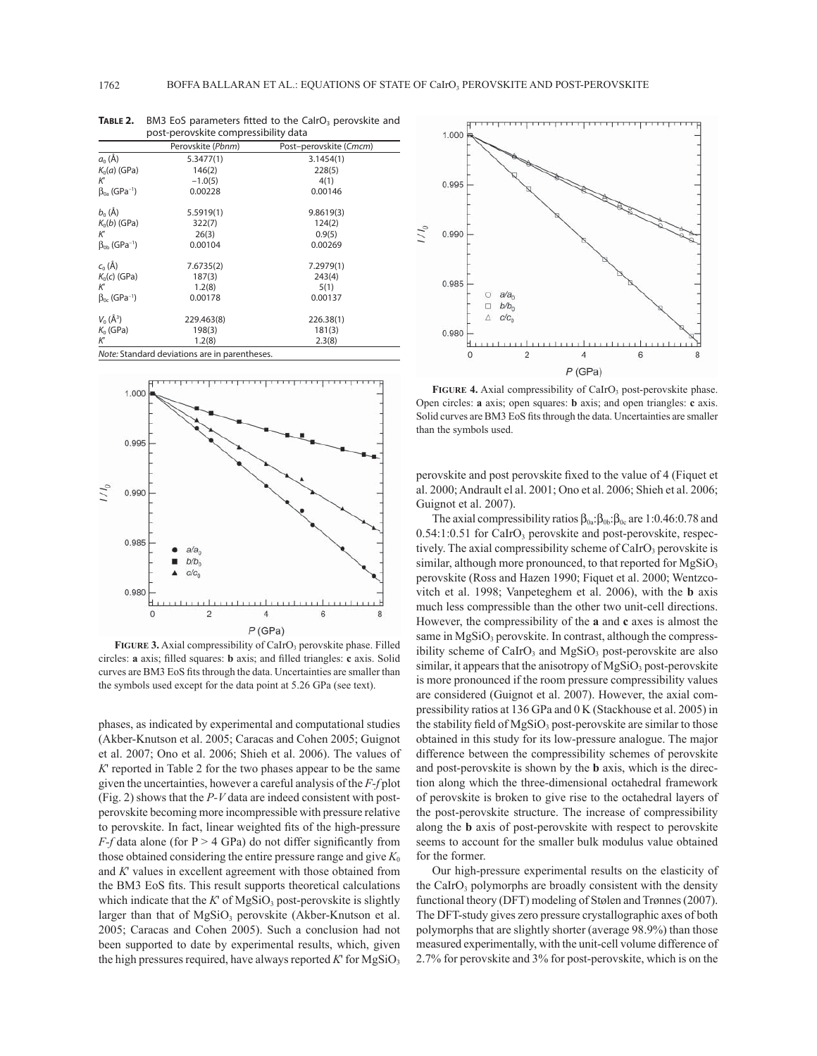**TABLE 2.** BM3 EoS parameters fitted to the $CaIrO_3$ perovskite and post-perovskite compressibility data

| | Perovskite (*Pbnm*) | Post–perovskite (*Cmcm*) |
|---|---|---|
| $a_0$ (Å) | 5.3477(1) | 3.1454(1) |
| $K_0(a)$ (GPa) | 146(2) | 228(5) |
| $K'$ | −1.0(5) | 4(1) |
| $\beta_{0a}$ (GPa$^{-1}$) | 0.00228 | 0.00146 |
| $b_0$ (Å) | 5.5919(1) | 9.8619(3) |
| $K_0(b)$ (GPa) | 322(7) | 124(2) |
| $K'$ | 26(3) | 0.9(5) |
| $\beta_{0b}$ (GPa$^{-1}$) | 0.00104 | 0.00269 |
| $c_0$ (Å) | 7.6735(2) | 7.2979(1) |
| $K_0(c)$ (GPa) | 187(3) | 243(4) |
| $K'$ | 1.2(8) | 5(1) |
| $\beta_{0c}$ (GPa$^{-1}$) | 0.00178 | 0.00137 |
| $V_0$ (Å$^3$) | 229.463(8) | 226.38(1) |
| $K_0$ (GPa) | 198(3) | 181(3) |
| $K'$ | 1.2(8) | 2.3(8) |

*Note:* Standard deviations are in parentheses.

**FIGURE 3.** Axial compressibility of $CaIrO_3$ perovskite phase. Filled circles: **a** axis; filled squares: **b** axis; and filled triangles: **c** axis. Solid curves are BM3 EoS fits through the data. Uncertainties are smaller than the symbols used except for the data point at 5.26 GPa (see text).

phases, as indicated by experimental and computational studies (Akber-Knutson et al. 2005; Caracas and Cohen 2005; Guignot et al. 2007; Ono et al. 2006; Shieh et al. 2006). The values of $K'$ reported in Table 2 for the two phases appear to be the same given the uncertainties, however a careful analysis of the *F*-*f* plot (Fig. 2) shows that the *P*-*V* data are indeed consistent with post-perovskite becoming more incompressible with pressure relative to perovskite. In fact, linear weighted fits of the high-pressure *F*-*f* data alone (for P > 4 GPa) do not differ significantly from those obtained considering the entire pressure range and give $K_0$ and $K'$ values in excellent agreement with those obtained from the BM3 EoS fits. This result supports theoretical calculations which indicate that the $K'$ of $MgSiO_3$ post-perovskite is slightly larger than that of $MgSiO_3$ perovskite (Akber-Knutson et al. 2005; Caracas and Cohen 2005). Such a conclusion had not been supported to date by experimental results, which, given the high pressures required, have always reported $K'$ for $MgSiO_3$ perovskite and post perovskite fixed to the value of 4 (Fiquet et al. 2000; Andrault el al. 2001; Ono et al. 2006; Shieh et al. 2006; Guignot et al. 2007).

**FIGURE 4.** Axial compressibility of $CaIrO_3$ post-perovskite phase. Open circles: **a** axis; open squares: **b** axis; and open triangles: **c** axis. Solid curves are BM3 EoS fits through the data. Uncertainties are smaller than the symbols used.

The axial compressibility ratios $\beta_{0a}$:$\beta_{0b}$:$\beta_{0c}$ are 1:0.46:0.78 and 0.54:1:0.51 for $CaIrO_3$ perovskite and post-perovskite, respectively. The axial compressibility scheme of $CaIrO_3$ perovskite is similar, although more pronounced, to that reported for $MgSiO_3$ perovskite (Ross and Hazen 1990; Fiquet et al. 2000; Wentzcovitch et al. 1998; Vanpeteghem et al. 2006), with the **b** axis much less compressible than the other two unit-cell directions. However, the compressibility of the **a** and **c** axes is almost the same in $MgSiO_3$ perovskite. In contrast, although the compressibility scheme of $CaIrO_3$ and $MgSiO_3$ post-perovskite are also similar, it appears that the anisotropy of $MgSiO_3$ post-perovskite is more pronounced if the room pressure compressibility values are considered (Guignot et al. 2007). However, the axial compressibility ratios at 136 GPa and 0 K (Stackhouse et al. 2005) in the stability field of $MgSiO_3$ post-perovskite are similar to those obtained in this study for its low-pressure analogue. The major difference between the compressibility schemes of perovskite and post-perovskite is shown by the **b** axis, which is the direction along which the three-dimensional octahedral framework of perovskite is broken to give rise to the octahedral layers of the post-perovskite structure. The increase of compressibility along the **b** axis of post-perovskite with respect to perovskite seems to account for the smaller bulk modulus value obtained for the former.

Our high-pressure experimental results on the elasticity of the $CaIrO_3$ polymorphs are broadly consistent with the density functional theory (DFT) modeling of Stølen and Trønnes (2007). The DFT-study gives zero pressure crystallographic axes of both polymorphs that are slightly shorter (average 98.9%) than those measured experimentally, with the unit-cell volume difference of 2.7% for perovskite and 3% for post-perovskite, which is on the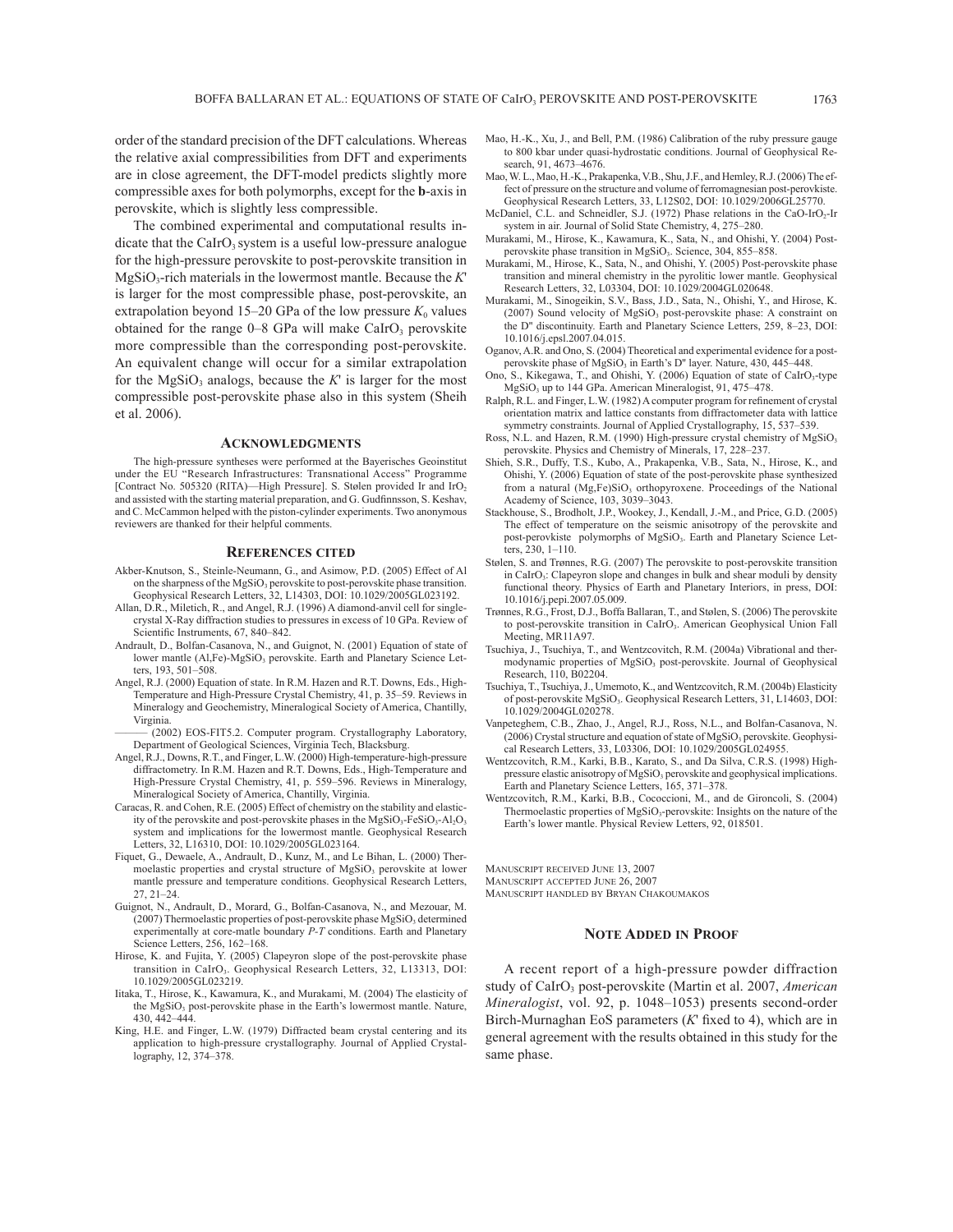order of the standard precision of the DFT calculations. Whereas the relative axial compressibilities from DFT and experiments are in close agreement, the DFT-model predicts slightly more compressible axes for both polymorphs, except for the **b**-axis in perovskite, which is slightly less compressible.

The combined experimental and computational results indicate that the $CaIrO_3$ system is a useful low-pressure analogue for the high-pressure perovskite to post-perovskite transition in $MgSiO_3$-rich materials in the lowermost mantle. Because the $K'$ is larger for the most compressible phase, post-perovskite, an extrapolation beyond 15–20 GPa of the low pressure $K_0$ values obtained for the range 0–8 GPa will make $CaIrO_3$ perovskite more compressible than the corresponding post-perovskite. An equivalent change will occur for a similar extrapolation for the $MgSiO_3$ analogs, because the $K'$ is larger for the most compressible post-perovskite phase also in this system (Sheih et al. 2006).

## Acknowledgments

The high-pressure syntheses were performed at the Bayerisches Geoinstitut under the EU "Research Infrastructures: Transnational Access" Programme [Contract No. 505320 (RITA)—High Pressure]. S. Stølen provided Ir and $IrO_2$ and assisted with the starting material preparation, and G. Gudfinnsson, S. Keshav, and C. McCammon helped with the piston-cylinder experiments. Two anonymous reviewers are thanked for their helpful comments.

## References cited

Akber-Knutson, S., Steinle-Neumann, G., and Asimow, P.D. (2005) Effect of Al on the sharpness of the $MgSiO_3$ perovskite to post-perovskite phase transition. Geophysical Research Letters, 32, L14303, DOI: 10.1029/2005GL023192.

Allan, D.R., Miletich, R., and Angel, R.J. (1996) A diamond-anvil cell for single-crystal X-Ray diffraction studies to pressures in excess of 10 GPa. Review of Scientific Instruments, 67, 840–842.

Andrault, D., Bolfan-Casanova, N., and Guignot, N. (2001) Equation of state of lower mantle (Al,Fe)-$MgSiO_3$ perovskite. Earth and Planetary Science Letters, 193, 501–508.

Angel, R.J. (2000) Equation of state. In R.M. Hazen and R.T. Downs, Eds., High-Temperature and High-Pressure Crystal Chemistry, 41, p. 35–59. Reviews in Mineralogy and Geochemistry, Mineralogical Society of America, Chantilly, Virginia.

——— (2002) EOS-FIT5.2. Computer program. Crystallography Laboratory, Department of Geological Sciences, Virginia Tech, Blacksburg.

Angel, R.J., Downs, R.T., and Finger, L.W. (2000) High-temperature-high-pressure diffractometry. In R.M. Hazen and R.T. Downs, Eds., High-Temperature and High-Pressure Crystal Chemistry, 41, p. 559–596. Reviews in Mineralogy, Mineralogical Society of America, Chantilly, Virginia.

Caracas, R. and Cohen, R.E. (2005) Effect of chemistry on the stability and elasticity of the perovskite and post-perovskite phases in the $MgSiO_3$-$FeSiO_3$-$Al_2O_3$ system and implications for the lowermost mantle. Geophysical Research Letters, 32, L16310, DOI: 10.1029/2005GL023164.

Fiquet, G., Dewaele, A., Andrault, D., Kunz, M., and Le Bihan, L. (2000) Thermoelastic properties and crystal structure of $MgSiO_3$ perovskite at lower mantle pressure and temperature conditions. Geophysical Research Letters, 27, 21–24.

Guignot, N., Andrault, D., Morard, G., Bolfan-Casanova, N., and Mezouar, M. (2007) Thermoelastic properties of post-perovskite phase $MgSiO_3$ determined experimentally at core-matle boundary *P-T* conditions. Earth and Planetary Science Letters, 256, 162–168.

Hirose, K. and Fujita, Y. (2005) Clapeyron slope of the post-perovskite phase transition in $CaIrO_3$. Geophysical Research Letters, 32, L13313, DOI: 10.1029/2005GL023219.

Iitaka, T., Hirose, K., Kawamura, K., and Murakami, M. (2004) The elasticity of the $MgSiO_3$ post-perovskite phase in the Earth's lowermost mantle. Nature, 430, 442–444.

King, H.E. and Finger, L.W. (1979) Diffracted beam crystal centering and its application to high-pressure crystallography. Journal of Applied Crystallography, 12, 374–378.

Mao, H.-K., Xu, J., and Bell, P.M. (1986) Calibration of the ruby pressure gauge to 800 kbar under quasi-hydrostatic conditions. Journal of Geophysical Research, 91, 4673–4676.

Mao, W. L., Mao, H.-K., Prakapenka, V.B., Shu, J.F., and Hemley, R.J. (2006) The effect of pressure on the structure and volume of ferromagnesian post-perovskite. Geophysical Research Letters, 33, L12S02, DOI: 10.1029/2006GL25770.

McDaniel, C.L. and Schneidler, S.J. (1972) Phase relations in the CaO-$IrO_2$-Ir system in air. Journal of Solid State Chemistry, 4, 275–280.

Murakami, M., Hirose, K., Kawamura, K., Sata, N., and Ohishi, Y. (2004) Post-perovskite phase transition in $MgSiO_3$. Science, 304, 855–858.

Murakami, M., Hirose, K., Sata, N., and Ohishi, Y. (2005) Post-perovskite phase transition and mineral chemistry in the pyrolitic lower mantle. Geophysical Research Letters, 32, L03304, DOI: 10.1029/2004GL020648.

Murakami, M., Sinogeikin, S.V., Bass, J.D., Sata, N., Ohishi, Y., and Hirose, K. (2007) Sound velocity of $MgSiO_3$ post-perovskite phase: A constraint on the D" discontinuity. Earth and Planetary Science Letters, 259, 8–23, DOI: 10.1016/j.epsl.2007.04.015.

Oganov, A.R. and Ono, S. (2004) Theoretical and experimental evidence for a post-perovskite phase of $MgSiO_3$ in Earth's D" layer. Nature, 430, 445–448.

Ono, S., Kikegawa, T., and Ohishi, Y. (2006) Equation of state of $CaIrO_3$-type $MgSiO_3$ up to 144 GPa. American Mineralogist, 91, 475–478.

Ralph, R.L. and Finger, L.W. (1982) A computer program for refinement of crystal orientation matrix and lattice constants from diffractometer data with lattice symmetry constraints. Journal of Applied Crystallography, 15, 537–539.

Ross, N.L. and Hazen, R.M. (1990) High-pressure crystal chemistry of $MgSiO_3$ perovskite. Physics and Chemistry of Minerals, 17, 228–237.

Shieh, S.R., Duffy, T.S., Kubo, A., Prakapenka, V.B., Sata, N., Hirose, K., and Ohishi, Y. (2006) Equation of state of the post-perovskite phase synthesized from a natural (Mg,Fe)$SiO_3$ orthopyroxene. Proceedings of the National Academy of Science, 103, 3039–3043.

Stackhouse, S., Brodholt, J.P., Wookey, J., Kendall, J.-M., and Price, G.D. (2005) The effect of temperature on the seismic anisotropy of the perovskite and post-perovkiste polymorphs of $MgSiO_3$. Earth and Planetary Science Letters, 230, 1–110.

Stølen, S. and Trønnes, R.G. (2007) The perovskite to post-perovskite transition in $CaIrO_3$: Clapeyron slope and changes in bulk and shear moduli by density functional theory. Physics of Earth and Planetary Interiors, in press, DOI: 10.1016/j.pepi.2007.05.009.

Trønnes, R.G., Frost, D.J., Boffa Ballaran, T., and Stølen, S. (2006) The perovskite to post-perovskite transition in $CaIrO_3$. American Geophysical Union Fall Meeting, MR11A97.

Tsuchiya, J., Tsuchiya, T., and Wentzcovitch, R.M. (2004a) Vibrational and thermodynamic properties of $MgSiO_3$ post-perovskite. Journal of Geophysical Research, 110, B02204.

Tsuchiya, T., Tsuchiya, J., Umemoto, K., and Wentzcovitch, R.M. (2004b) Elasticity of post-perovskite $MgSiO_3$. Geophysical Research Letters, 31, L14603, DOI: 10.1029/2004GL020278.

Vanpeteghem, C.B., Zhao, J., Angel, R.J., Ross, N.L., and Bolfan-Casanova, N. (2006) Crystal structure and equation of state of $MgSiO_3$ perovskite. Geophysical Research Letters, 33, L03306, DOI: 10.1029/2005GL024955.

Wentzcovitch, R.M., Karki, B.B., Karato, S., and Da Silva, C.R.S. (1998) High-pressure elastic anisotropy of $MgSiO_3$ perovskite and geophysical implications. Earth and Planetary Science Letters, 165, 371–378.

Wentzcovitch, R.M., Karki, B.B., Cococcioni, M., and de Gironcoli, S. (2004) Thermoelastic properties of $MgSiO_3$-perovskite: Insights on the nature of the Earth's lower mantle. Physical Review Letters, 92, 018501.

Manuscript received June 13, 2007
Manuscript accepted June 26, 2007
Manuscript handled by Bryan Chakoumakos

## Note Added in Proof

A recent report of a high-pressure powder diffraction study of $CaIrO_3$ post-perovskite (Martin et al. 2007, *American Mineralogist*, vol. 92, p. 1048–1053) presents second-order Birch-Murnaghan EoS parameters ($K'$ fixed to 4), which are in general agreement with the results obtained in this study for the same phase.